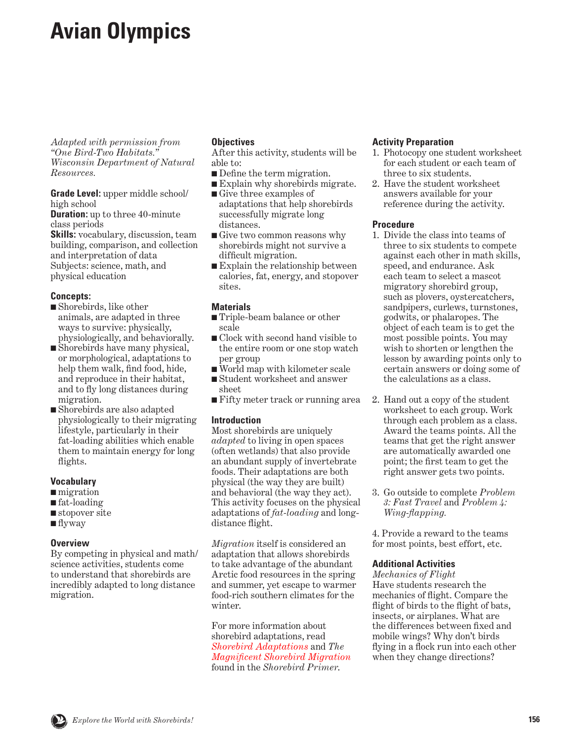# Avian Olympics

*Adapted with permission from "One Bird-Two Habitats." Wisconsin Department of Natural Resources.*

**Grade Level:** upper middle school/ high school
**Duration:** up to three 40-minute class periods
**Skills:** vocabulary, discussion, team building, comparison, and collection and interpretation of data
Subjects: science, math, and physical education

### Concepts:

- Shorebirds, like other animals, are adapted in three ways to survive: physically, physiologically, and behaviorally.
- Shorebirds have many physical, or morphological, adaptations to help them walk, find food, hide, and reproduce in their habitat, and to fly long distances during migration.
- Shorebirds are also adapted physiologically to their migrating lifestyle, particularly in their fat-loading abilities which enable them to maintain energy for long flights.

### Vocabulary

- migration
- fat-loading
- stopover site
- flyway

### Overview

By competing in physical and math/ science activities, students come to understand that shorebirds are incredibly adapted to long distance migration.

### Objectives

After this activity, students will be able to:

- Define the term migration.
- Explain why shorebirds migrate.
- Give three examples of adaptations that help shorebirds successfully migrate long distances.
- Give two common reasons why shorebirds might not survive a difficult migration.
- Explain the relationship between calories, fat, energy, and stopover sites.

### Materials

- Triple-beam balance or other scale
- Clock with second hand visible to the entire room or one stop watch per group
- World map with kilometer scale
- Student worksheet and answer sheet
- Fifty meter track or running area

### Introduction

Most shorebirds are uniquely *adapted* to living in open spaces (often wetlands) that also provide an abundant supply of invertebrate foods. Their adaptations are both physical (the way they are built) and behavioral (the way they act). This activity focuses on the physical adaptations of *fat-loading* and long-distance flight.

*Migration* itself is considered an adaptation that allows shorebirds to take advantage of the abundant Arctic food resources in the spring and summer, yet escape to warmer food-rich southern climates for the winter.

For more information about shorebird adaptations, read *Shorebird Adaptations* and *The Magnificent Shorebird Migration* found in the *Shorebird Primer*.

### Activity Preparation

1. Photocopy one student worksheet for each student or each team of three to six students.
2. Have the student worksheet answers available for your reference during the activity.

### Procedure

1. Divide the class into teams of three to six students to compete against each other in math skills, speed, and endurance. Ask each team to select a mascot migratory shorebird group, such as plovers, oystercatchers, sandpipers, curlews, turnstones, godwits, or phalaropes. The object of each team is to get the most possible points. You may wish to shorten or lengthen the lesson by awarding points only to certain answers or doing some of the calculations as a class.
2. Hand out a copy of the student worksheet to each group. Work through each problem as a class. Award the teams points. All the teams that get the right answer are automatically awarded one point; the first team to get the right answer gets two points.
3. Go outside to complete *Problem 3: Fast Travel* and *Problem 4: Wing-flapping.*
4. Provide a reward to the teams for most points, best effort, etc.

### Additional Activities

*Mechanics of Flight*
Have students research the mechanics of flight. Compare the flight of birds to the flight of bats, insects, or airplanes. What are the differences between fixed and mobile wings? Why don't birds flying in a flock run into each other when they change directions?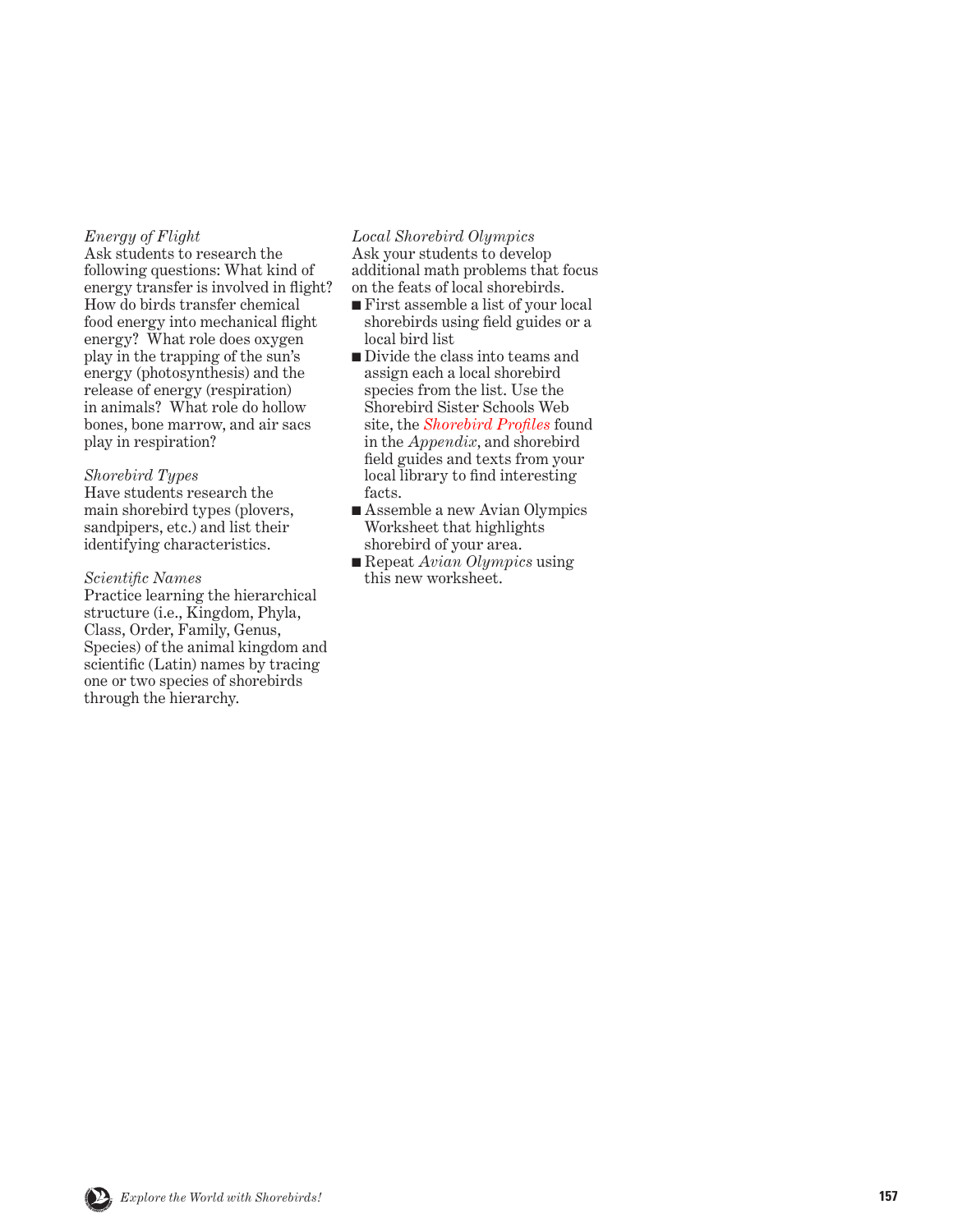*Energy of Flight*
Ask students to research the following questions: What kind of energy transfer is involved in flight? How do birds transfer chemical food energy into mechanical flight energy? What role does oxygen play in the trapping of the sun's energy (photosynthesis) and the release of energy (respiration) in animals? What role do hollow bones, bone marrow, and air sacs play in respiration?

*Shorebird Types*
Have students research the main shorebird types (plovers, sandpipers, etc.) and list their identifying characteristics.

*Scientific Names*
Practice learning the hierarchical structure (i.e., Kingdom, Phyla, Class, Order, Family, Genus, Species) of the animal kingdom and scientific (Latin) names by tracing one or two species of shorebirds through the hierarchy.

*Local Shorebird Olympics*
Ask your students to develop additional math problems that focus on the feats of local shorebirds.

- First assemble a list of your local shorebirds using field guides or a local bird list
- Divide the class into teams and assign each a local shorebird species from the list. Use the Shorebird Sister Schools Web site, the *Shorebird Profiles* found in the *Appendix*, and shorebird field guides and texts from your local library to find interesting facts.
- Assemble a new Avian Olympics Worksheet that highlights shorebird of your area.
- Repeat *Avian Olympics* using this new worksheet.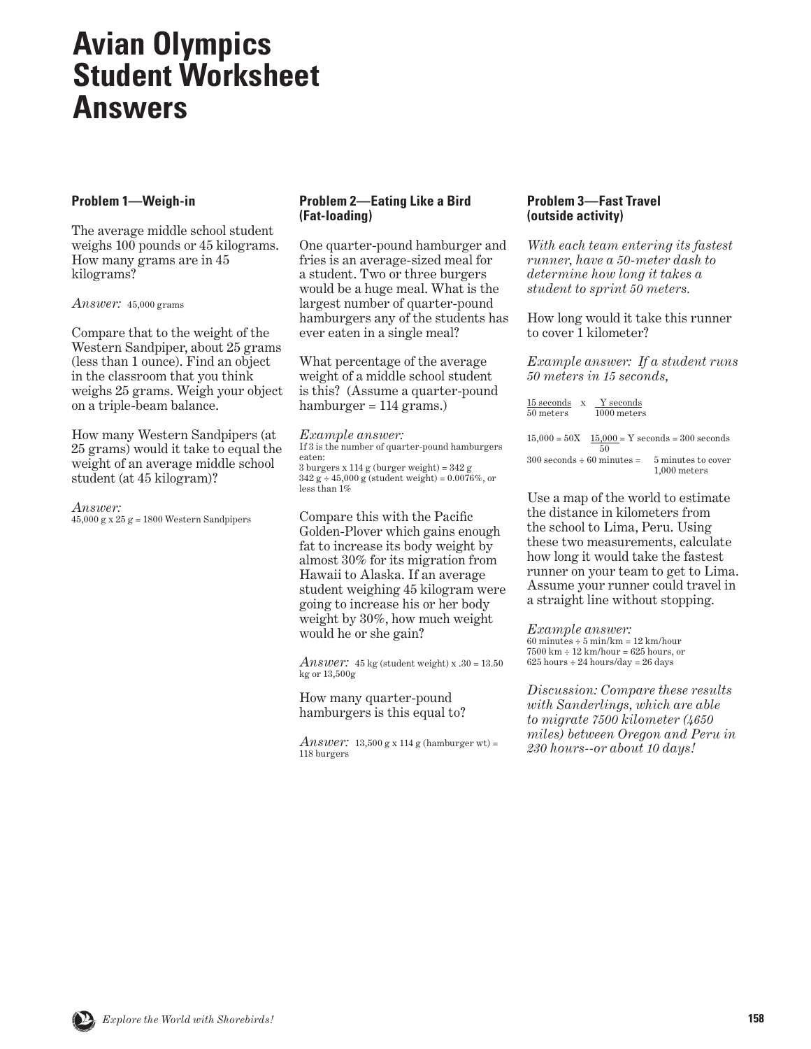# Avian Olympics Student Worksheet Answers

### Problem 1—Weigh-in

The average middle school student weighs 100 pounds or 45 kilograms. How many grams are in 45 kilograms?

*Answer:* 45,000 grams

Compare that to the weight of the Western Sandpiper, about 25 grams (less than 1 ounce). Find an object in the classroom that you think weighs 25 grams. Weigh your object on a triple-beam balance.

How many Western Sandpipers (at 25 grams) would it take to equal the weight of an average middle school student (at 45 kilogram)?

*Answer:*
45,000 g x 25 g = 1800 Western Sandpipers

### Problem 2—Eating Like a Bird (Fat-loading)

One quarter-pound hamburger and fries is an average-sized meal for a student. Two or three burgers would be a huge meal. What is the largest number of quarter-pound hamburgers any of the students has ever eaten in a single meal?

What percentage of the average weight of a middle school student is this? (Assume a quarter-pound hamburger = 114 grams.)

*Example answer:*
If 3 is the number of quarter-pound hamburgers eaten:
3 burgers x 114 g (burger weight) = 342 g
342 g ÷ 45,000 g (student weight) = 0.0076%, or less than 1%

Compare this with the Pacific Golden-Plover which gains enough fat to increase its body weight by almost 30% for its migration from Hawaii to Alaska. If an average student weighing 45 kilogram were going to increase his or her body weight by 30%, how much weight would he or she gain?

*Answer:* 45 kg (student weight) x .30 = 13.50 kg or 13,500g

How many quarter-pound hamburgers is this equal to?

*Answer:* 13,500 g x 114 g (hamburger wt) = 118 burgers

### Problem 3—Fast Travel (outside activity)

*With each team entering its fastest runner, have a 50-meter dash to determine how long it takes a student to sprint 50 meters.*

How long would it take this runner to cover 1 kilometer?

*Example answer: If a student runs 50 meters in 15 seconds,*

$$\frac{15 \text{ seconds}}{50 \text{ meters}} \times \frac{Y \text{ seconds}}{1000 \text{ meters}}$$

$$15{,}000 = 50X \quad \frac{15{,}000}{50} = Y \text{ seconds} = 300 \text{ seconds}$$

300 seconds ÷ 60 minutes = 5 minutes to cover 1,000 meters

Use a map of the world to estimate the distance in kilometers from the school to Lima, Peru. Using these two measurements, calculate how long it would take the fastest runner on your team to get to Lima. Assume your runner could travel in a straight line without stopping.

*Example answer:*
60 minutes ÷ 5 min/km = 12 km/hour
7500 km ÷ 12 km/hour = 625 hours, or
625 hours ÷ 24 hours/day = 26 days

*Discussion: Compare these results with Sanderlings, which are able to migrate 7500 kilometer (4650 miles) between Oregon and Peru in 230 hours--or about 10 days!*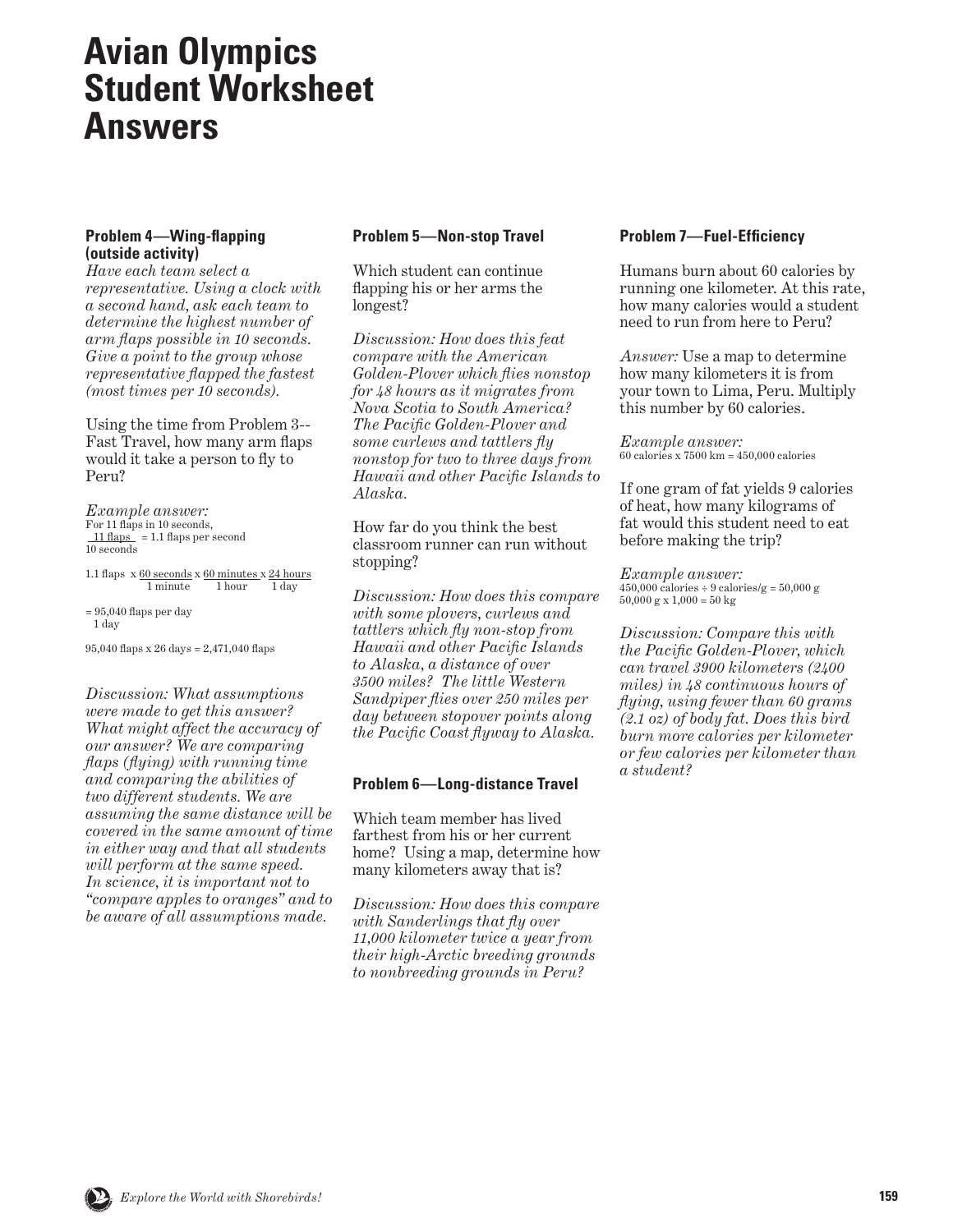# Avian Olympics Student Worksheet Answers

### Problem 4—Wing-flapping (outside activity)

*Have each team select a representative. Using a clock with a second hand, ask each team to determine the highest number of arm flaps possible in 10 seconds. Give a point to the group whose representative flapped the fastest (most times per 10 seconds).*

Using the time from Problem 3--Fast Travel, how many arm flaps would it take a person to fly to Peru?

*Example answer:*

For 11 flaps in 10 seconds,

$$\frac{11 \text{ flaps}}{10 \text{ seconds}} = 1.1 \text{ flaps per second}$$

$$1.1 \text{ flaps} \times \frac{60 \text{ seconds}}{1 \text{ minute}} \times \frac{60 \text{ minutes}}{1 \text{ hour}} \times \frac{24 \text{ hours}}{1 \text{ day}}$$

$$= \frac{95{,}040 \text{ flaps per day}}{1 \text{ day}}$$

95,040 flaps x 26 days = 2,471,040 flaps

*Discussion: What assumptions were made to get this answer? What might affect the accuracy of our answer? We are comparing flaps (flying) with running time and comparing the abilities of two different students. We are assuming the same distance will be covered in the same amount of time in either way and that all students will perform at the same speed. In science, it is important not to "compare apples to oranges" and to be aware of all assumptions made.*

### Problem 5—Non-stop Travel

Which student can continue flapping his or her arms the longest?

*Discussion: How does this feat compare with the American Golden-Plover which flies nonstop for 48 hours as it migrates from Nova Scotia to South America? The Pacific Golden-Plover and some curlews and tattlers fly nonstop for two to three days from Hawaii and other Pacific Islands to Alaska.*

How far do you think the best classroom runner can run without stopping?

*Discussion: How does this compare with some plovers, curlews and tattlers which fly non-stop from Hawaii and other Pacific Islands to Alaska, a distance of over 3500 miles? The little Western Sandpiper flies over 250 miles per day between stopover points along the Pacific Coast flyway to Alaska.*

### Problem 6—Long-distance Travel

Which team member has lived farthest from his or her current home? Using a map, determine how many kilometers away that is?

*Discussion: How does this compare with Sanderlings that fly over 11,000 kilometer twice a year from their high-Arctic breeding grounds to nonbreeding grounds in Peru?*

### Problem 7—Fuel-Efficiency

Humans burn about 60 calories by running one kilometer. At this rate, how many calories would a student need to run from here to Peru?

*Answer:* Use a map to determine how many kilometers it is from your town to Lima, Peru. Multiply this number by 60 calories.

*Example answer:*

60 calories x 7500 km = 450,000 calories

If one gram of fat yields 9 calories of heat, how many kilograms of fat would this student need to eat before making the trip?

*Example answer:*

450,000 calories ÷ 9 calories/g = 50,000 g

50,000 g x 1,000 = 50 kg

*Discussion: Compare this with the Pacific Golden-Plover, which can travel 3900 kilometers (2400 miles) in 48 continuous hours of flying, using fewer than 60 grams (2.1 oz) of body fat. Does this bird burn more calories per kilometer or few calories per kilometer than a student?*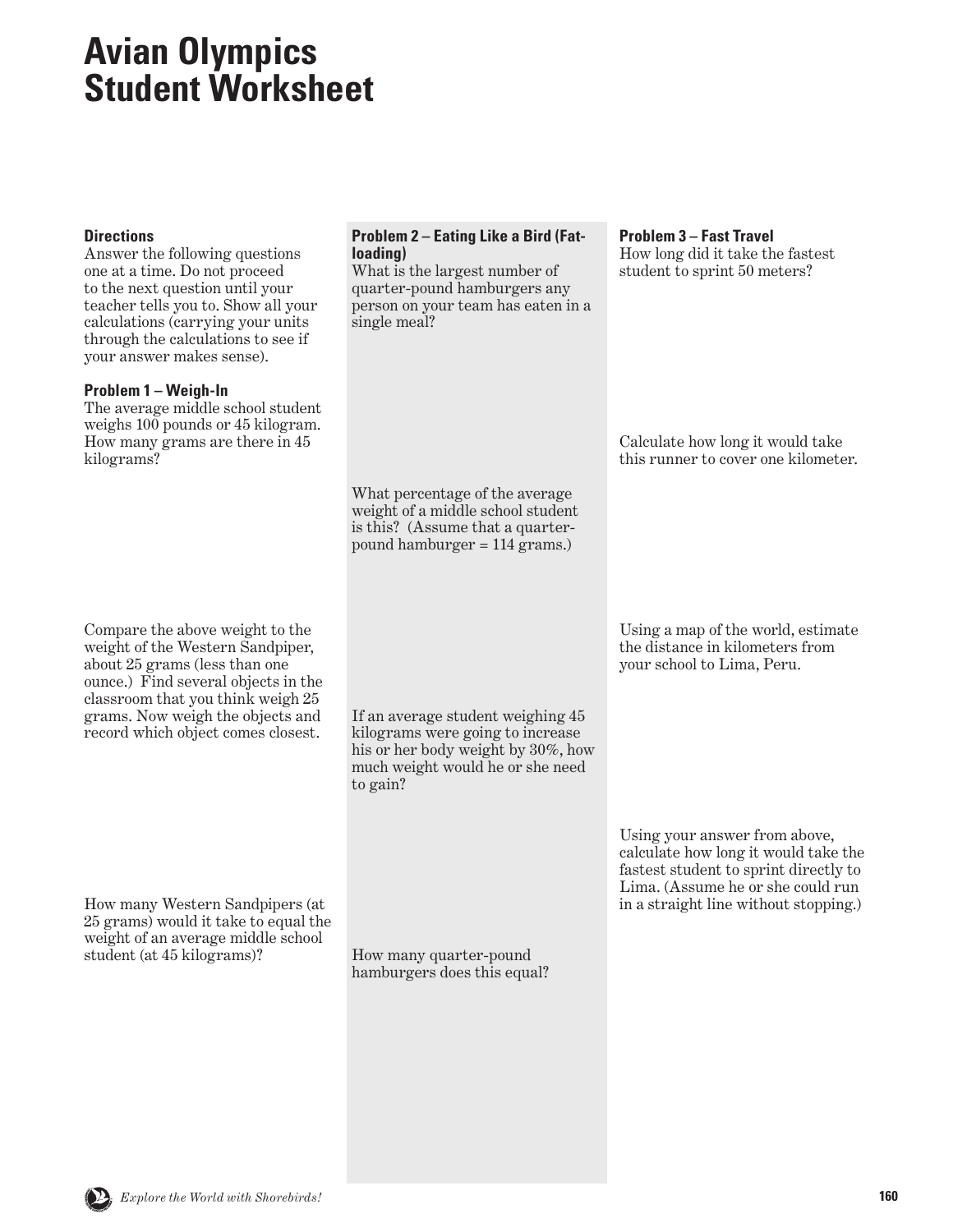# Avian Olympics Student Worksheet

**Directions**
Answer the following questions one at a time. Do not proceed to the next question until your teacher tells you to. Show all your calculations (carrying your units through the calculations to see if your answer makes sense).

**Problem 1 – Weigh-In**
The average middle school student weighs 100 pounds or 45 kilogram. How many grams are there in 45 kilograms?

Compare the above weight to the weight of the Western Sandpiper, about 25 grams (less than one ounce.) Find several objects in the classroom that you think weigh 25 grams. Now weigh the objects and record which object comes closest.

How many Western Sandpipers (at 25 grams) would it take to equal the weight of an average middle school student (at 45 kilograms)?

**Problem 2 – Eating Like a Bird (Fat-loading)**
What is the largest number of quarter-pound hamburgers any person on your team has eaten in a single meal?

What percentage of the average weight of a middle school student is this? (Assume that a quarter-pound hamburger = 114 grams.)

If an average student weighing 45 kilograms were going to increase his or her body weight by 30%, how much weight would he or she need to gain?

How many quarter-pound hamburgers does this equal?

**Problem 3 – Fast Travel**
How long did it take the fastest student to sprint 50 meters?

Calculate how long it would take this runner to cover one kilometer.

Using a map of the world, estimate the distance in kilometers from your school to Lima, Peru.

Using your answer from above, calculate how long it would take the fastest student to sprint directly to Lima. (Assume he or she could run in a straight line without stopping.)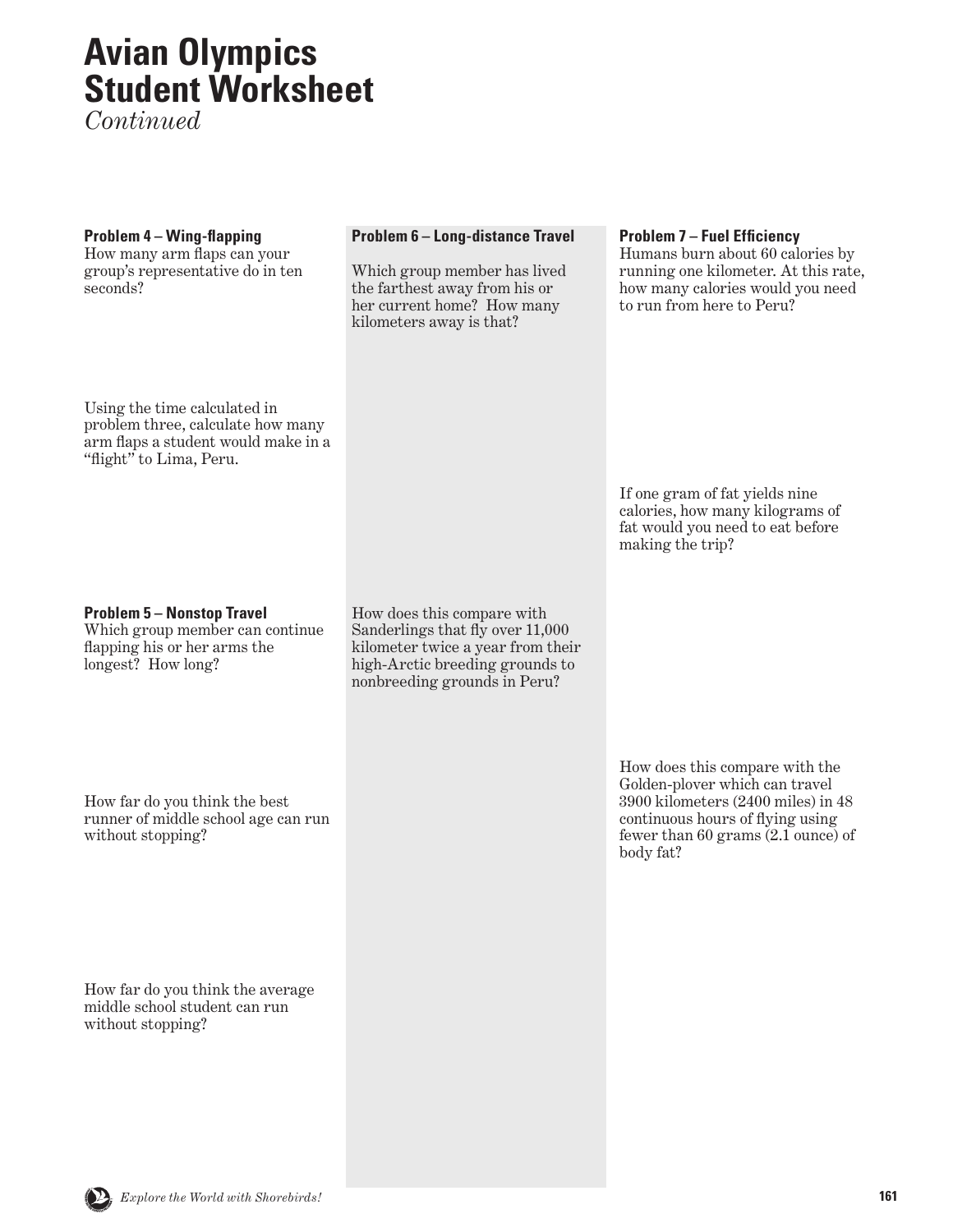# Avian Olympics Student Worksheet

*Continued*

**Problem 4 – Wing-flapping**
How many arm flaps can your group's representative do in ten seconds?

Using the time calculated in problem three, calculate how many arm flaps a student would make in a "flight" to Lima, Peru.

**Problem 5 – Nonstop Travel**
Which group member can continue flapping his or her arms the longest? How long?

How far do you think the best runner of middle school age can run without stopping?

How far do you think the average middle school student can run without stopping?

**Problem 6 – Long-distance Travel**

Which group member has lived the farthest away from his or her current home? How many kilometers away is that?

How does this compare with Sanderlings that fly over 11,000 kilometer twice a year from their high-Arctic breeding grounds to nonbreeding grounds in Peru?

**Problem 7 – Fuel Efficiency**
Humans burn about 60 calories by running one kilometer. At this rate, how many calories would you need to run from here to Peru?

If one gram of fat yields nine calories, how many kilograms of fat would you need to eat before making the trip?

How does this compare with the Golden-plover which can travel 3900 kilometers (2400 miles) in 48 continuous hours of flying using fewer than 60 grams (2.1 ounce) of body fat?